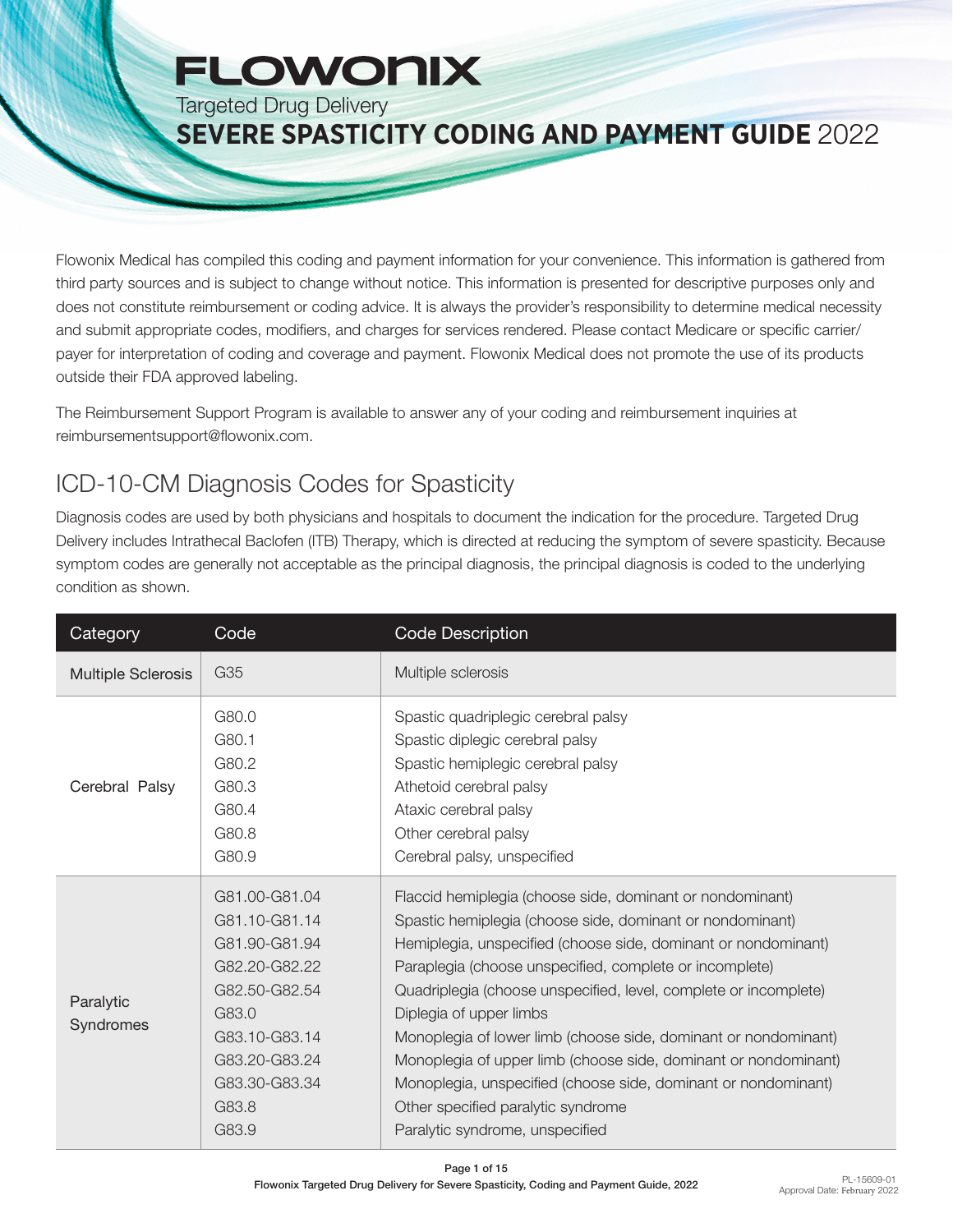# FLOWONIX

Targeted Drug Delivery

## SEVERE SPASTICITY CODING AND PAYMENT GUIDE 2022

Flowonix Medical has compiled this coding and payment information for your convenience. This information is gathered from third party sources and is subject to change without notice. This information is presented for descriptive purposes only and does not constitute reimbursement or coding advice. It is always the provider's responsibility to determine medical necessity and submit appropriate codes, modifiers, and charges for services rendered. Please contact Medicare or specific carrier/payer for interpretation of coding and coverage and payment. Flowonix Medical does not promote the use of its products outside their FDA approved labeling.

The Reimbursement Support Program is available to answer any of your coding and reimbursement inquiries at reimbursementsupport@flowonix.com.

## ICD-10-CM Diagnosis Codes for Spasticity

Diagnosis codes are used by both physicians and hospitals to document the indication for the procedure. Targeted Drug Delivery includes Intrathecal Baclofen (ITB) Therapy, which is directed at reducing the symptom of severe spasticity. Because symptom codes are generally not acceptable as the principal diagnosis, the principal diagnosis is coded to the underlying condition as shown.

| Category | Code | Code Description |
|---|---|---|
| Multiple Sclerosis | G35 | Multiple sclerosis |
| Cerebral Palsy | G80.0 | Spastic quadriplegic cerebral palsy |
| | G80.1 | Spastic diplegic cerebral palsy |
| | G80.2 | Spastic hemiplegic cerebral palsy |
| | G80.3 | Athetoid cerebral palsy |
| | G80.4 | Ataxic cerebral palsy |
| | G80.8 | Other cerebral palsy |
| | G80.9 | Cerebral palsy, unspecified |
| Paralytic Syndromes | G81.00-G81.04 | Flaccid hemiplegia (choose side, dominant or nondominant) |
| | G81.10-G81.14 | Spastic hemiplegia (choose side, dominant or nondominant) |
| | G81.90-G81.94 | Hemiplegia, unspecified (choose side, dominant or nondominant) |
| | G82.20-G82.22 | Paraplegia (choose unspecified, complete or incomplete) |
| | G82.50-G82.54 | Quadriplegia (choose unspecified, level, complete or incomplete) |
| | G83.0 | Diplegia of upper limbs |
| | G83.10-G83.14 | Monoplegia of lower limb (choose side, dominant or nondominant) |
| | G83.20-G83.24 | Monoplegia of upper limb (choose side, dominant or nondominant) |
| | G83.30-G83.34 | Monoplegia, unspecified (choose side, dominant or nondominant) |
| | G83.8 | Other specified paralytic syndrome |
| | G83.9 | Paralytic syndrome, unspecified |

PL-15609-01
Approval Date: February 2022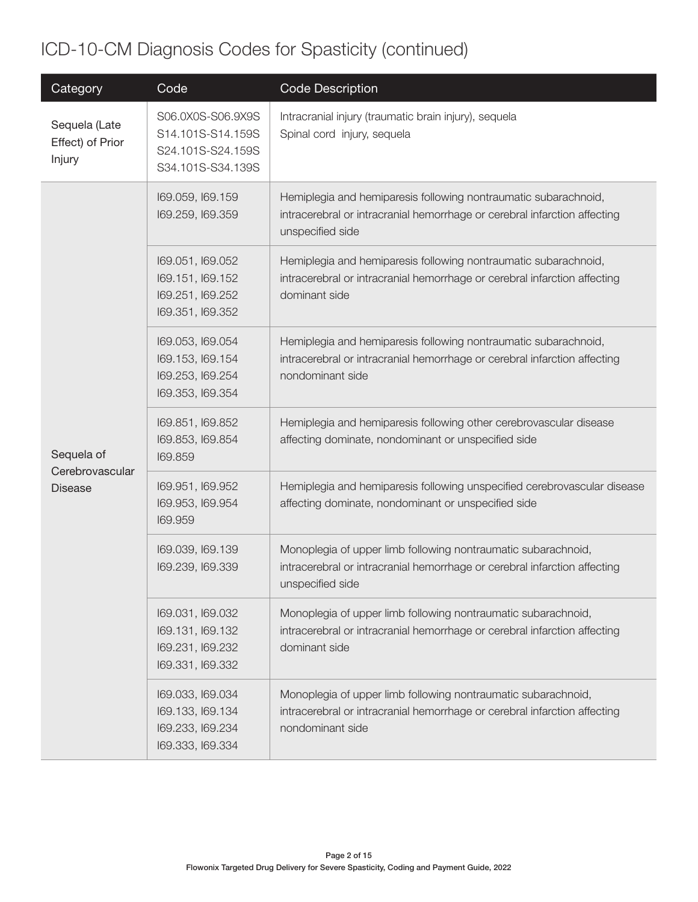# ICD-10-CM Diagnosis Codes for Spasticity (continued)

| Category | Code | Code Description |
|---|---|---|
| Sequela (Late Effect) of Prior Injury | S06.0X0S-S06.9X9S<br>S14.101S-S14.159S<br>S24.101S-S24.159S<br>S34.101S-S34.139S | Intracranial injury (traumatic brain injury), sequela<br>Spinal cord injury, sequela |
| Sequela of Cerebrovascular Disease | I69.059, I69.159<br>I69.259, I69.359 | Hemiplegia and hemiparesis following nontraumatic subarachnoid, intracerebral or intracranial hemorrhage or cerebral infarction affecting unspecified side |
| | I69.051, I69.052<br>I69.151, I69.152<br>I69.251, I69.252<br>I69.351, I69.352 | Hemiplegia and hemiparesis following nontraumatic subarachnoid, intracerebral or intracranial hemorrhage or cerebral infarction affecting dominant side |
| | I69.053, I69.054<br>I69.153, I69.154<br>I69.253, I69.254<br>I69.353, I69.354 | Hemiplegia and hemiparesis following nontraumatic subarachnoid, intracerebral or intracranial hemorrhage or cerebral infarction affecting nondominant side |
| | I69.851, I69.852<br>I69.853, I69.854<br>I69.859 | Hemiplegia and hemiparesis following other cerebrovascular disease affecting dominate, nondominant or unspecified side |
| | I69.951, I69.952<br>I69.953, I69.954<br>I69.959 | Hemiplegia and hemiparesis following unspecified cerebrovascular disease affecting dominate, nondominant or unspecified side |
| | I69.039, I69.139<br>I69.239, I69.339 | Monoplegia of upper limb following nontraumatic subarachnoid, intracerebral or intracranial hemorrhage or cerebral infarction affecting unspecified side |
| | I69.031, I69.032<br>I69.131, I69.132<br>I69.231, I69.232<br>I69.331, I69.332 | Monoplegia of upper limb following nontraumatic subarachnoid, intracerebral or intracranial hemorrhage or cerebral infarction affecting dominant side |
| | I69.033, I69.034<br>I69.133, I69.134<br>I69.233, I69.234<br>I69.333, I69.334 | Monoplegia of upper limb following nontraumatic subarachnoid, intracerebral or intracranial hemorrhage or cerebral infarction affecting nondominant side |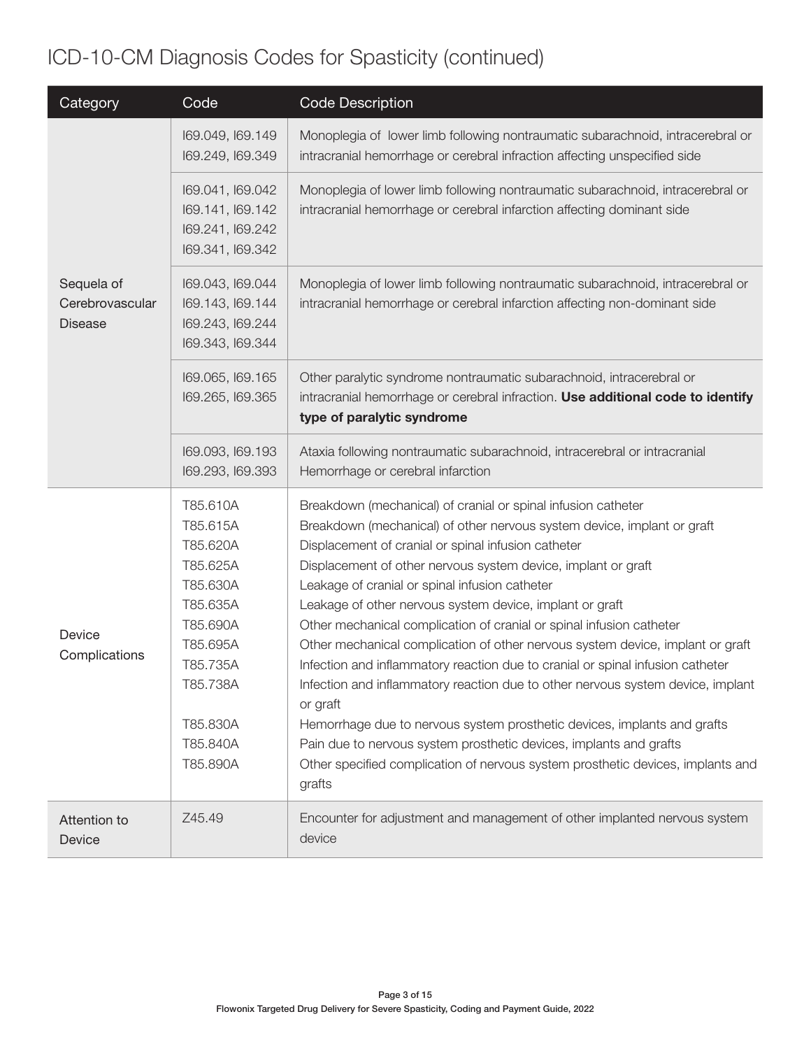# ICD-10-CM Diagnosis Codes for Spasticity (continued)

| Category | Code | Code Description |
|---|---|---|
| Sequela of Cerebrovascular Disease | I69.049, I69.149<br>I69.249, I69.349 | Monoplegia of lower limb following nontraumatic subarachnoid, intracerebral or intracranial hemorrhage or cerebral infraction affecting unspecified side |
| | I69.041, I69.042<br>I69.141, I69.142<br>I69.241, I69.242<br>I69.341, I69.342 | Monoplegia of lower limb following nontraumatic subarachnoid, intracerebral or intracranial hemorrhage or cerebral infarction affecting dominant side |
| | I69.043, I69.044<br>I69.143, I69.144<br>I69.243, I69.244<br>I69.343, I69.344 | Monoplegia of lower limb following nontraumatic subarachnoid, intracerebral or intracranial hemorrhage or cerebral infarction affecting non-dominant side |
| | I69.065, I69.165<br>I69.265, I69.365 | Other paralytic syndrome nontraumatic subarachnoid, intracerebral or intracranial hemorrhage or cerebral infraction. **Use additional code to identify type of paralytic syndrome** |
| | I69.093, I69.193<br>I69.293, I69.393 | Ataxia following nontraumatic subarachnoid, intracerebral or intracranial Hemorrhage or cerebral infarction |
| Device Complications | T85.610A<br>T85.615A<br>T85.620A<br>T85.625A<br>T85.630A<br>T85.635A<br>T85.690A<br>T85.695A<br>T85.735A<br>T85.738A<br><br>T85.830A<br>T85.840A<br>T85.890A | Breakdown (mechanical) of cranial or spinal infusion catheter<br>Breakdown (mechanical) of other nervous system device, implant or graft<br>Displacement of cranial or spinal infusion catheter<br>Displacement of other nervous system device, implant or graft<br>Leakage of cranial or spinal infusion catheter<br>Leakage of other nervous system device, implant or graft<br>Other mechanical complication of cranial or spinal infusion catheter<br>Other mechanical complication of other nervous system device, implant or graft<br>Infection and inflammatory reaction due to cranial or spinal infusion catheter<br>Infection and inflammatory reaction due to other nervous system device, implant or graft<br>Hemorrhage due to nervous system prosthetic devices, implants and grafts<br>Pain due to nervous system prosthetic devices, implants and grafts<br>Other specified complication of nervous system prosthetic devices, implants and grafts |
| Attention to Device | Z45.49 | Encounter for adjustment and management of other implanted nervous system device |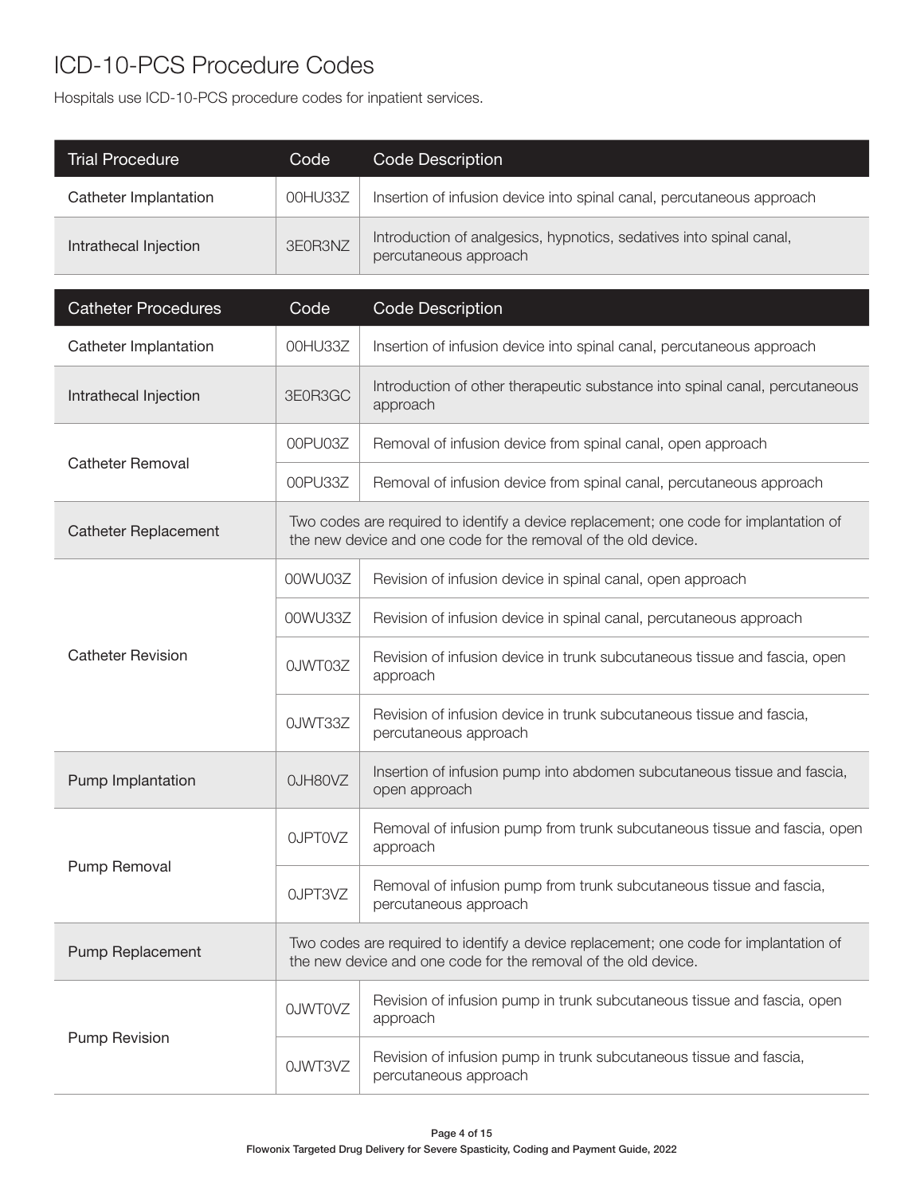# ICD-10-PCS Procedure Codes

Hospitals use ICD-10-PCS procedure codes for inpatient services.

| Trial Procedure | Code | Code Description |
| --- | --- | --- |
| Catheter Implantation | 00HU33Z | Insertion of infusion device into spinal canal, percutaneous approach |
| Intrathecal Injection | 3E0R3NZ | Introduction of analgesics, hypnotics, sedatives into spinal canal, percutaneous approach |

| Catheter Procedures | Code | Code Description |
| --- | --- | --- |
| Catheter Implantation | 00HU33Z | Insertion of infusion device into spinal canal, percutaneous approach |
| Intrathecal Injection | 3E0R3GC | Introduction of other therapeutic substance into spinal canal, percutaneous approach |
| Catheter Removal | 00PU03Z | Removal of infusion device from spinal canal, open approach |
| | 00PU33Z | Removal of infusion device from spinal canal, percutaneous approach |
| Catheter Replacement | Two codes are required to identify a device replacement; one code for implantation of the new device and one code for the removal of the old device. | |
| Catheter Revision | 00WU03Z | Revision of infusion device in spinal canal, open approach |
| | 00WU33Z | Revision of infusion device in spinal canal, percutaneous approach |
| | 0JWT03Z | Revision of infusion device in trunk subcutaneous tissue and fascia, open approach |
| | 0JWT33Z | Revision of infusion device in trunk subcutaneous tissue and fascia, percutaneous approach |
| Pump Implantation | 0JH80VZ | Insertion of infusion pump into abdomen subcutaneous tissue and fascia, open approach |
| Pump Removal | 0JPT0VZ | Removal of infusion pump from trunk subcutaneous tissue and fascia, open approach |
| | 0JPT3VZ | Removal of infusion pump from trunk subcutaneous tissue and fascia, percutaneous approach |
| Pump Replacement | Two codes are required to identify a device replacement; one code for implantation of the new device and one code for the removal of the old device. | |
| Pump Revision | 0JWT0VZ | Revision of infusion pump in trunk subcutaneous tissue and fascia, open approach |
| | 0JWT3VZ | Revision of infusion pump in trunk subcutaneous tissue and fascia, percutaneous approach |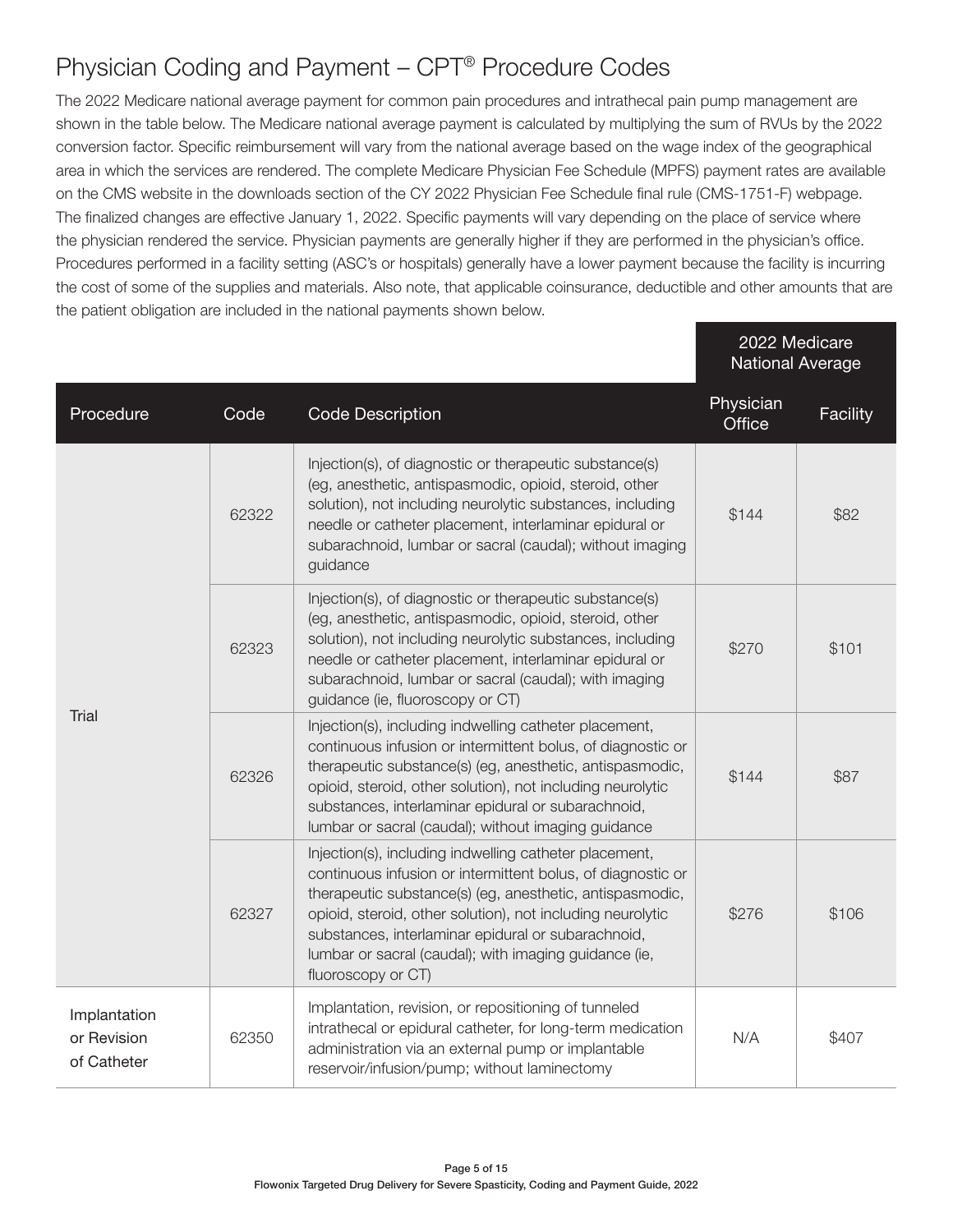# Physician Coding and Payment – CPT® Procedure Codes

The 2022 Medicare national average payment for common pain procedures and intrathecal pain pump management are shown in the table below. The Medicare national average payment is calculated by multiplying the sum of RVUs by the 2022 conversion factor. Specific reimbursement will vary from the national average based on the wage index of the geographical area in which the services are rendered. The complete Medicare Physician Fee Schedule (MPFS) payment rates are available on the CMS website in the downloads section of the CY 2022 Physician Fee Schedule final rule (CMS-1751-F) webpage. The finalized changes are effective January 1, 2022. Specific payments will vary depending on the place of service where the physician rendered the service. Physician payments are generally higher if they are performed in the physician's office. Procedures performed in a facility setting (ASC's or hospitals) generally have a lower payment because the facility is incurring the cost of some of the supplies and materials. Also note, that applicable coinsurance, deductible and other amounts that are the patient obligation are included in the national payments shown below.

| | | | 2022 Medicare National Average | |
|---|---|---|---|---|
| Procedure | Code | Code Description | Physician Office | Facility |
| Trial | 62322 | Injection(s), of diagnostic or therapeutic substance(s) (eg, anesthetic, antispasmodic, opioid, steroid, other solution), not including neurolytic substances, including needle or catheter placement, interlaminar epidural or subarachnoid, lumbar or sacral (caudal); without imaging guidance | $144 | $82 |
| | 62323 | Injection(s), of diagnostic or therapeutic substance(s) (eg, anesthetic, antispasmodic, opioid, steroid, other solution), not including neurolytic substances, including needle or catheter placement, interlaminar epidural or subarachnoid, lumbar or sacral (caudal); with imaging guidance (ie, fluoroscopy or CT) | $270 | $101 |
| | 62326 | Injection(s), including indwelling catheter placement, continuous infusion or intermittent bolus, of diagnostic or therapeutic substance(s) (eg, anesthetic, antispasmodic, opioid, steroid, other solution), not including neurolytic substances, interlaminar epidural or subarachnoid, lumbar or sacral (caudal); without imaging guidance | $144 | $87 |
| | 62327 | Injection(s), including indwelling catheter placement, continuous infusion or intermittent bolus, of diagnostic or therapeutic substance(s) (eg, anesthetic, antispasmodic, opioid, steroid, other solution), not including neurolytic substances, interlaminar epidural or subarachnoid, lumbar or sacral (caudal); with imaging guidance (ie, fluoroscopy or CT) | $276 | $106 |
| Implantation or Revision of Catheter | 62350 | Implantation, revision, or repositioning of tunneled intrathecal or epidural catheter, for long-term medication administration via an external pump or implantable reservoir/infusion/pump; without laminectomy | N/A | $407 |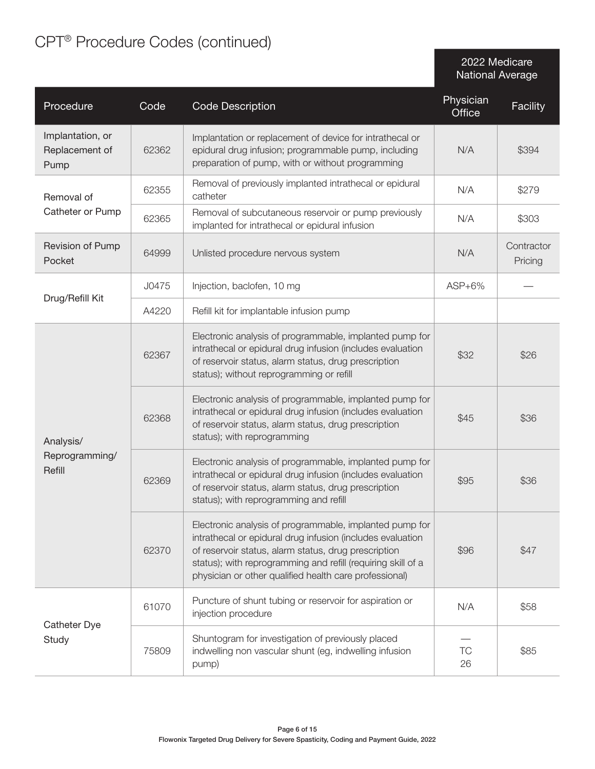# CPT® Procedure Codes (continued)

| Procedure | Code | Code Description | 2022 Medicare National Average: Physician Office | 2022 Medicare National Average: Facility |
|---|---|---|---|---|
| Implantation, or Replacement of Pump | 62362 | Implantation or replacement of device for intrathecal or epidural drug infusion; programmable pump, including preparation of pump, with or without programming | N/A | $394 |
| Removal of Catheter or Pump | 62355 | Removal of previously implanted intrathecal or epidural catheter | N/A | $279 |
| | 62365 | Removal of subcutaneous reservoir or pump previously implanted for intrathecal or epidural infusion | N/A | $303 |
| Revision of Pump Pocket | 64999 | Unlisted procedure nervous system | N/A | Contractor Pricing |
| Drug/Refill Kit | J0475 | Injection, baclofen, 10 mg | ASP+6% | — |
| | A4220 | Refill kit for implantable infusion pump | | |
| Analysis/ Reprogramming/ Refill | 62367 | Electronic analysis of programmable, implanted pump for intrathecal or epidural drug infusion (includes evaluation of reservoir status, alarm status, drug prescription status); without reprogramming or refill | $32 | $26 |
| | 62368 | Electronic analysis of programmable, implanted pump for intrathecal or epidural drug infusion (includes evaluation of reservoir status, alarm status, drug prescription status); with reprogramming | $45 | $36 |
| | 62369 | Electronic analysis of programmable, implanted pump for intrathecal or epidural drug infusion (includes evaluation of reservoir status, alarm status, drug prescription status); with reprogramming and refill | $95 | $36 |
| | 62370 | Electronic analysis of programmable, implanted pump for intrathecal or epidural drug infusion (includes evaluation of reservoir status, alarm status, drug prescription status); with reprogramming and refill (requiring skill of a physician or other qualified health care professional) | $96 | $47 |
| Catheter Dye Study | 61070 | Puncture of shunt tubing or reservoir for aspiration or injection procedure | N/A | $58 |
| | 75809 | Shuntogram for investigation of previously placed indwelling non vascular shunt (eg, indwelling infusion pump) | — TC 26 | $85 |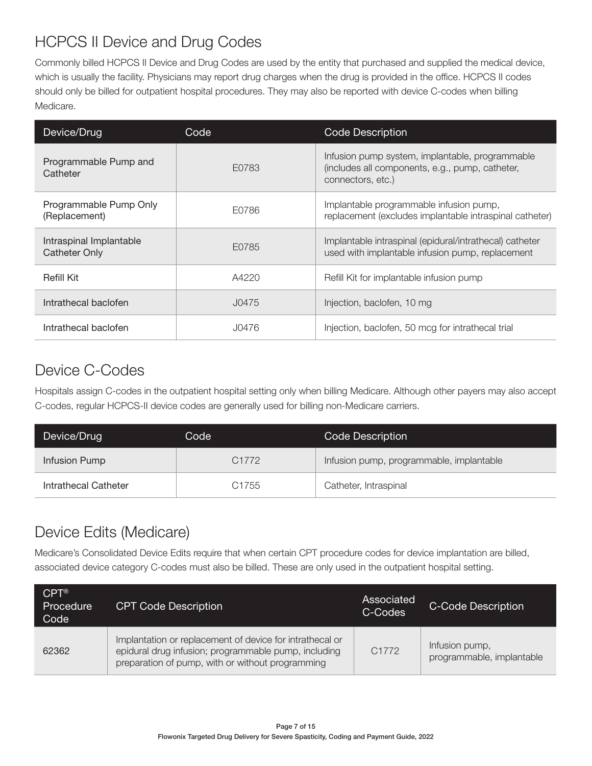## HCPCS II Device and Drug Codes

Commonly billed HCPCS II Device and Drug Codes are used by the entity that purchased and supplied the medical device, which is usually the facility. Physicians may report drug charges when the drug is provided in the office. HCPCS II codes should only be billed for outpatient hospital procedures. They may also be reported with device C-codes when billing Medicare.

| Device/Drug | Code | Code Description |
|---|---|---|
| Programmable Pump and Catheter | E0783 | Infusion pump system, implantable, programmable (includes all components, e.g., pump, catheter, connectors, etc.) |
| Programmable Pump Only (Replacement) | E0786 | Implantable programmable infusion pump, replacement (excludes implantable intraspinal catheter) |
| Intraspinal Implantable Catheter Only | E0785 | Implantable intraspinal (epidural/intrathecal) catheter used with implantable infusion pump, replacement |
| Refill Kit | A4220 | Refill Kit for implantable infusion pump |
| Intrathecal baclofen | J0475 | Injection, baclofen, 10 mg |
| Intrathecal baclofen | J0476 | Injection, baclofen, 50 mcg for intrathecal trial |

## Device C-Codes

Hospitals assign C-codes in the outpatient hospital setting only when billing Medicare. Although other payers may also accept C-codes, regular HCPCS-II device codes are generally used for billing non-Medicare carriers.

| Device/Drug | Code | Code Description |
|---|---|---|
| Infusion Pump | C1772 | Infusion pump, programmable, implantable |
| Intrathecal Catheter | C1755 | Catheter, Intraspinal |

## Device Edits (Medicare)

Medicare's Consolidated Device Edits require that when certain CPT procedure codes for device implantation are billed, associated device category C-codes must also be billed. These are only used in the outpatient hospital setting.

| CPT® Procedure Code | CPT Code Description | Associated C-Codes | C-Code Description |
|---|---|---|---|
| 62362 | Implantation or replacement of device for intrathecal or epidural drug infusion; programmable pump, including preparation of pump, with or without programming | C1772 | Infusion pump, programmable, implantable |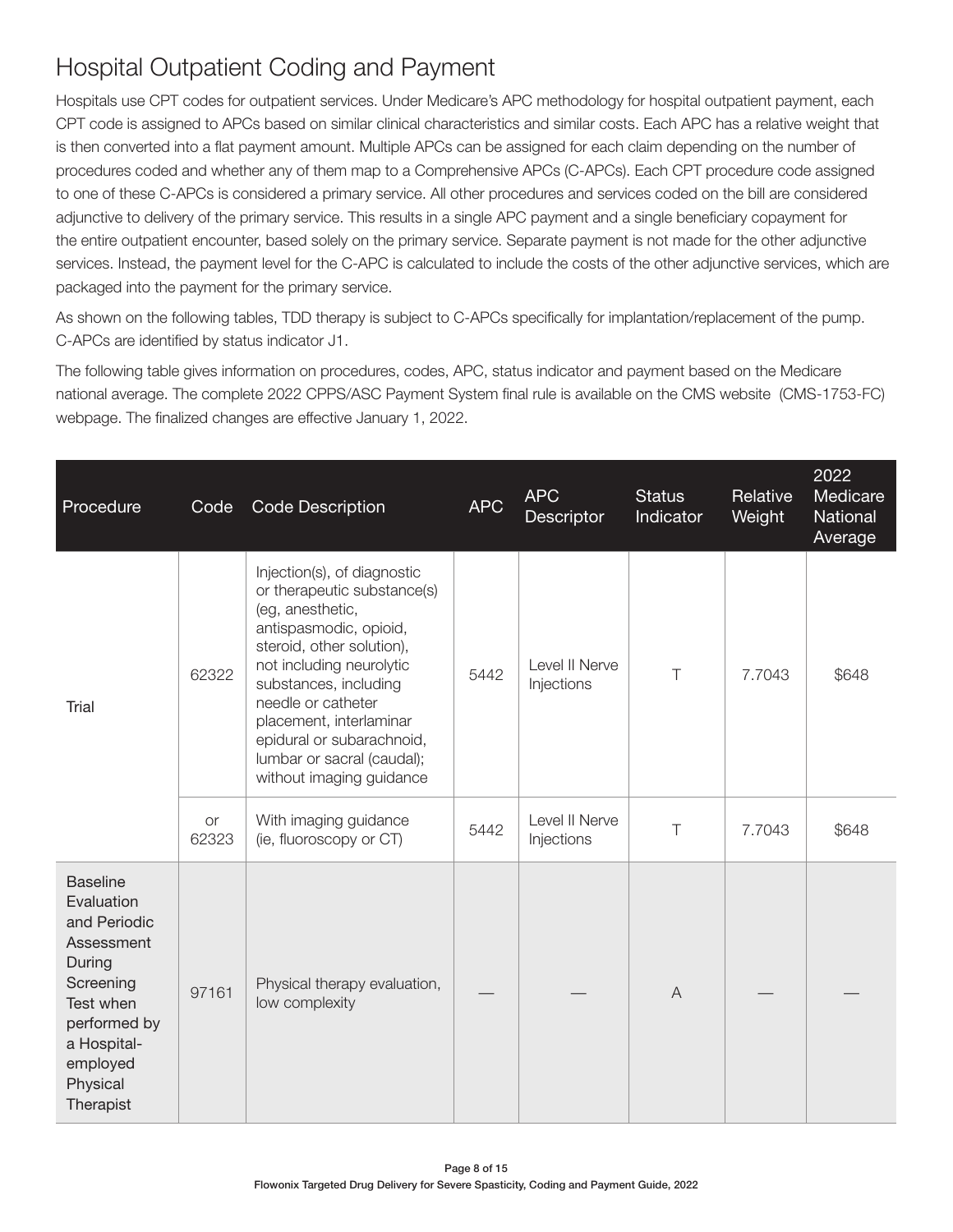## Hospital Outpatient Coding and Payment

Hospitals use CPT codes for outpatient services. Under Medicare's APC methodology for hospital outpatient payment, each CPT code is assigned to APCs based on similar clinical characteristics and similar costs. Each APC has a relative weight that is then converted into a flat payment amount. Multiple APCs can be assigned for each claim depending on the number of procedures coded and whether any of them map to a Comprehensive APCs (C-APCs). Each CPT procedure code assigned to one of these C-APCs is considered a primary service. All other procedures and services coded on the bill are considered adjunctive to delivery of the primary service. This results in a single APC payment and a single beneficiary copayment for the entire outpatient encounter, based solely on the primary service. Separate payment is not made for the other adjunctive services. Instead, the payment level for the C-APC is calculated to include the costs of the other adjunctive services, which are packaged into the payment for the primary service.

As shown on the following tables, TDD therapy is subject to C-APCs specifically for implantation/replacement of the pump. C-APCs are identified by status indicator J1.

The following table gives information on procedures, codes, APC, status indicator and payment based on the Medicare national average. The complete 2022 CPPS/ASC Payment System final rule is available on the CMS website (CMS-1753-FC) webpage. The finalized changes are effective January 1, 2022.

| Procedure | Code | Code Description | APC | APC Descriptor | Status Indicator | Relative Weight | 2022 Medicare National Average |
|---|---|---|---|---|---|---|---|
| Trial | 62322 | Injection(s), of diagnostic or therapeutic substance(s) (eg, anesthetic, antispasmodic, opioid, steroid, other solution), not including neurolytic substances, including needle or catheter placement, interlaminar epidural or subarachnoid, lumbar or sacral (caudal); without imaging guidance | 5442 | Level II Nerve Injections | T | 7.7043 | $648 |
| | or 62323 | With imaging guidance (ie, fluoroscopy or CT) | 5442 | Level II Nerve Injections | T | 7.7043 | $648 |
| Baseline Evaluation and Periodic Assessment During Screening Test when performed by a Hospital-employed Physical Therapist | 97161 | Physical therapy evaluation, low complexity | — | — | A | — | — |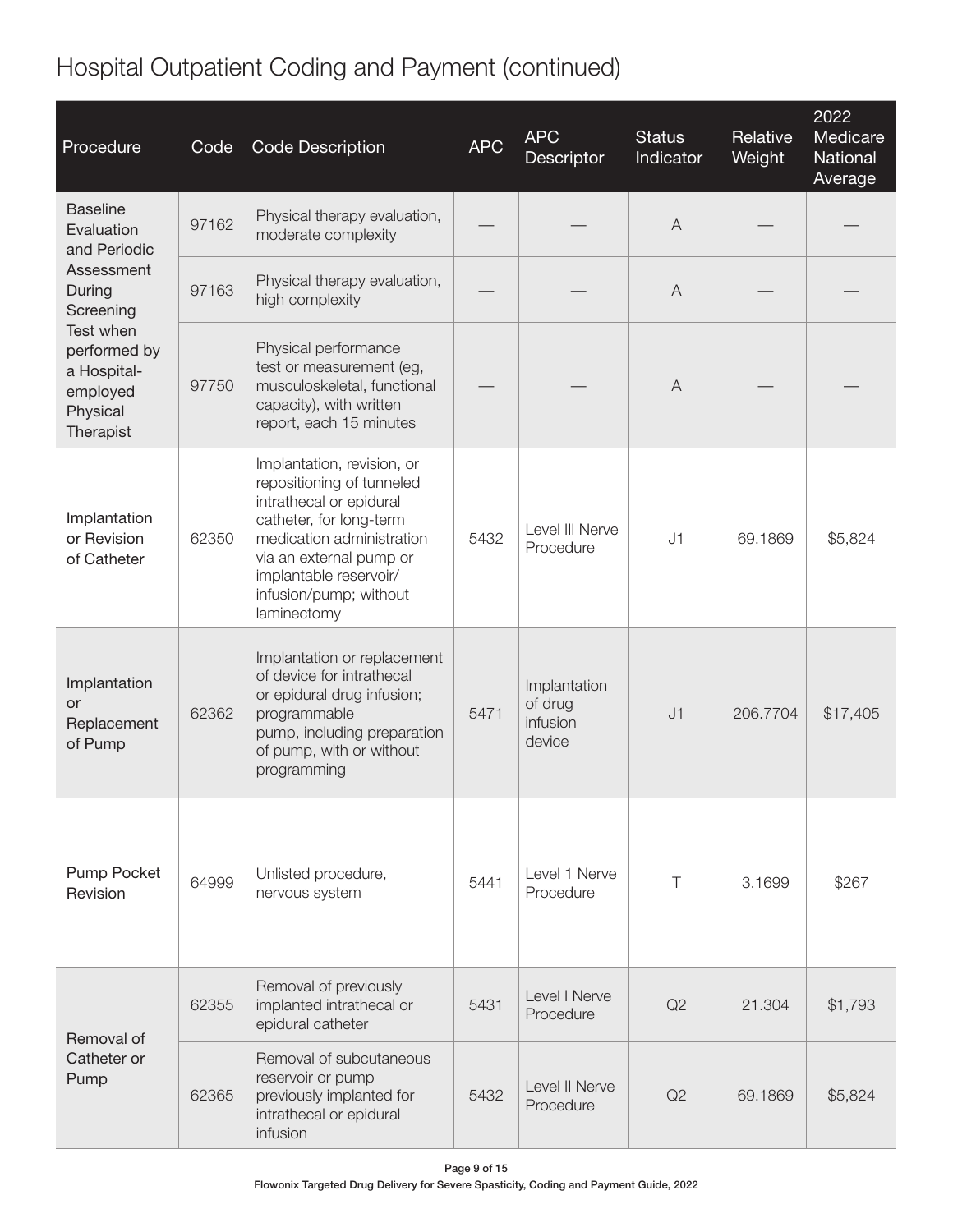# Hospital Outpatient Coding and Payment (continued)

| Procedure | Code | Code Description | APC | APC Descriptor | Status Indicator | Relative Weight | 2022 Medicare National Average |
| --- | --- | --- | --- | --- | --- | --- | --- |
| Baseline Evaluation and Periodic Assessment During Screening Test when performed by a Hospital-employed Physical Therapist | 97162 | Physical therapy evaluation, moderate complexity | — | — | A | — | — |
| | 97163 | Physical therapy evaluation, high complexity | — | — | A | — | — |
| | 97750 | Physical performance test or measurement (eg, musculoskeletal, functional capacity), with written report, each 15 minutes | — | — | A | — | — |
| Implantation or Revision of Catheter | 62350 | Implantation, revision, or repositioning of tunneled intrathecal or epidural catheter, for long-term medication administration via an external pump or implantable reservoir/infusion/pump; without laminectomy | 5432 | Level III Nerve Procedure | J1 | 69.1869 | $5,824 |
| Implantation or Replacement of Pump | 62362 | Implantation or replacement of device for intrathecal or epidural drug infusion; programmable pump, including preparation of pump, with or without programming | 5471 | Implantation of drug infusion device | J1 | 206.7704 | $17,405 |
| Pump Pocket Revision | 64999 | Unlisted procedure, nervous system | 5441 | Level 1 Nerve Procedure | T | 3.1699 | $267 |
| Removal of Catheter or Pump | 62355 | Removal of previously implanted intrathecal or epidural catheter | 5431 | Level I Nerve Procedure | Q2 | 21.304 | $1,793 |
| | 62365 | Removal of subcutaneous reservoir or pump previously implanted for intrathecal or epidural infusion | 5432 | Level II Nerve Procedure | Q2 | 69.1869 | $5,824 |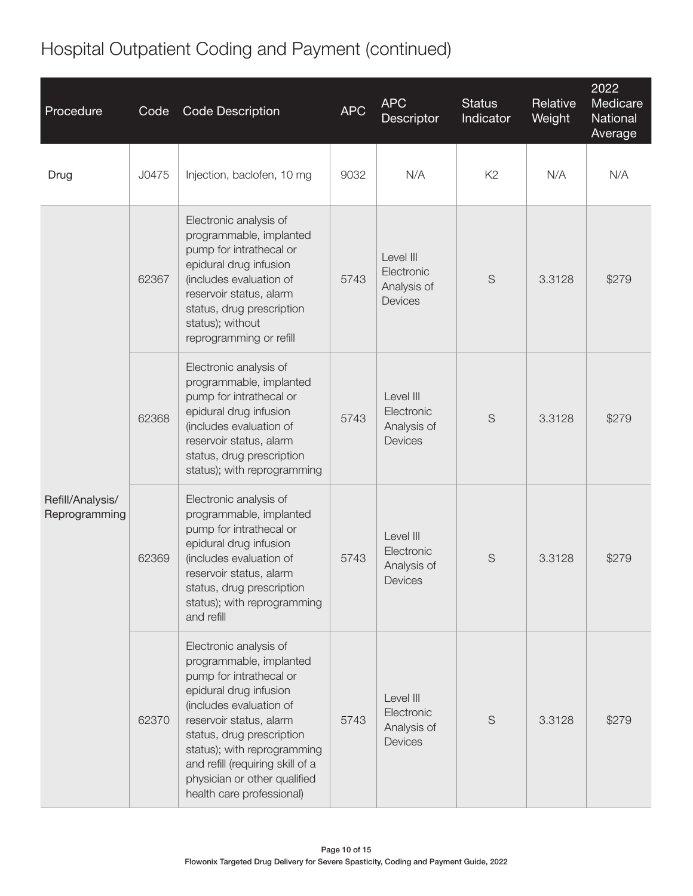# Hospital Outpatient Coding and Payment (continued)

| Procedure | Code | Code Description | APC | APC Descriptor | Status Indicator | Relative Weight | 2022 Medicare National Average |
|---|---|---|---|---|---|---|---|
| Drug | J0475 | Injection, baclofen, 10 mg | 9032 | N/A | K2 | N/A | N/A |
| Refill/Analysis/ Reprogramming | 62367 | Electronic analysis of programmable, implanted pump for intrathecal or epidural drug infusion (includes evaluation of reservoir status, alarm status, drug prescription status); without reprogramming or refill | 5743 | Level III Electronic Analysis of Devices | S | 3.3128 | $279 |
| | 62368 | Electronic analysis of programmable, implanted pump for intrathecal or epidural drug infusion (includes evaluation of reservoir status, alarm status, drug prescription status); with reprogramming | 5743 | Level III Electronic Analysis of Devices | S | 3.3128 | $279 |
| | 62369 | Electronic analysis of programmable, implanted pump for intrathecal or epidural drug infusion (includes evaluation of reservoir status, alarm status, drug prescription status); with reprogramming and refill | 5743 | Level III Electronic Analysis of Devices | S | 3.3128 | $279 |
| | 62370 | Electronic analysis of programmable, implanted pump for intrathecal or epidural drug infusion (includes evaluation of reservoir status, alarm status, drug prescription status); with reprogramming and refill (requiring skill of a physician or other qualified health care professional) | 5743 | Level III Electronic Analysis of Devices | S | 3.3128 | $279 |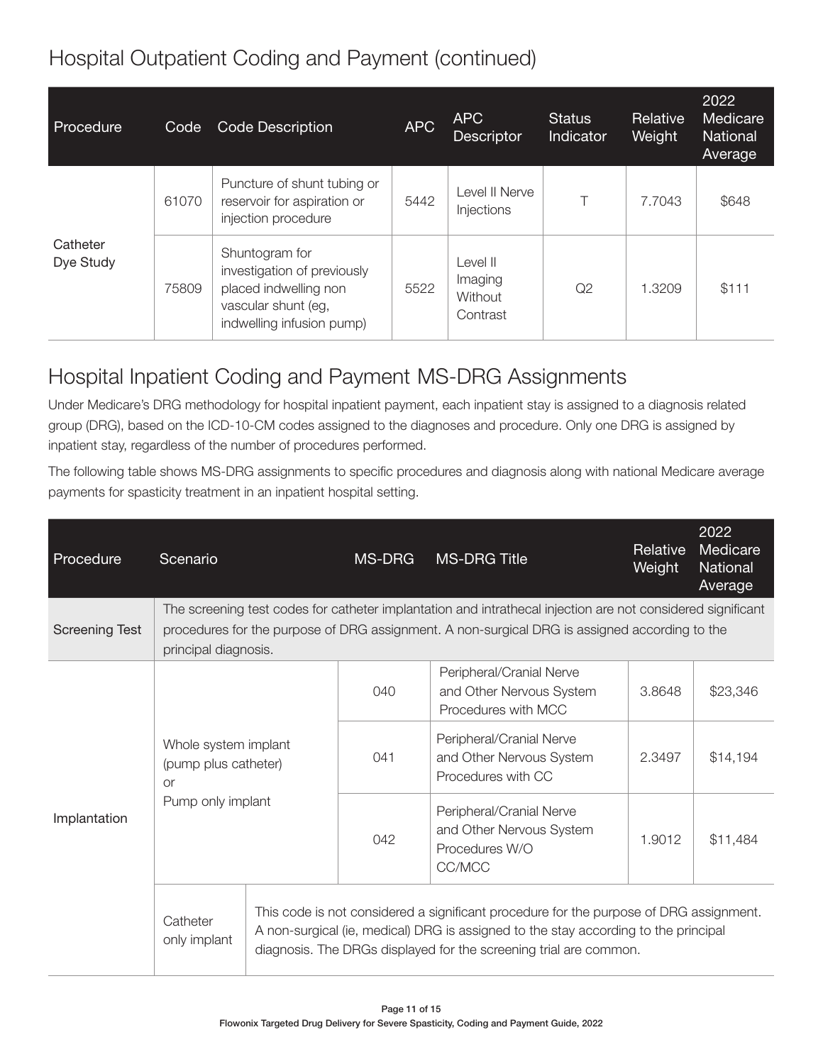## Hospital Outpatient Coding and Payment (continued)

| Procedure | Code | Code Description | APC | APC Descriptor | Status Indicator | Relative Weight | 2022 Medicare National Average |
|---|---|---|---|---|---|---|---|
| Catheter Dye Study | 61070 | Puncture of shunt tubing or reservoir for aspiration or injection procedure | 5442 | Level II Nerve Injections | T | 7.7043 | $648 |
| | 75809 | Shuntogram for investigation of previously placed indwelling non vascular shunt (eg, indwelling infusion pump) | 5522 | Level II Imaging Without Contrast | Q2 | 1.3209 | $111 |

## Hospital Inpatient Coding and Payment MS-DRG Assignments

Under Medicare's DRG methodology for hospital inpatient payment, each inpatient stay is assigned to a diagnosis related group (DRG), based on the ICD-10-CM codes assigned to the diagnoses and procedure. Only one DRG is assigned by inpatient stay, regardless of the number of procedures performed.

The following table shows MS-DRG assignments to specific procedures and diagnosis along with national Medicare average payments for spasticity treatment in an inpatient hospital setting.

| Procedure | Scenario | MS-DRG | MS-DRG Title | Relative Weight | 2022 Medicare National Average |
|---|---|---|---|---|---|
| Screening Test | The screening test codes for catheter implantation and intrathecal injection are not considered significant procedures for the purpose of DRG assignment. A non-surgical DRG is assigned according to the principal diagnosis. | | | | |
| Implantation | Whole system implant (pump plus catheter) or Pump only implant | 040 | Peripheral/Cranial Nerve and Other Nervous System Procedures with MCC | 3.8648 | $23,346 |
| | | 041 | Peripheral/Cranial Nerve and Other Nervous System Procedures with CC | 2.3497 | $14,194 |
| | | 042 | Peripheral/Cranial Nerve and Other Nervous System Procedures W/O CC/MCC | 1.9012 | $11,484 |
| | Catheter only implant | This code is not considered a significant procedure for the purpose of DRG assignment. A non-surgical (ie, medical) DRG is assigned to the stay according to the principal diagnosis. The DRGs displayed for the screening trial are common. | | | |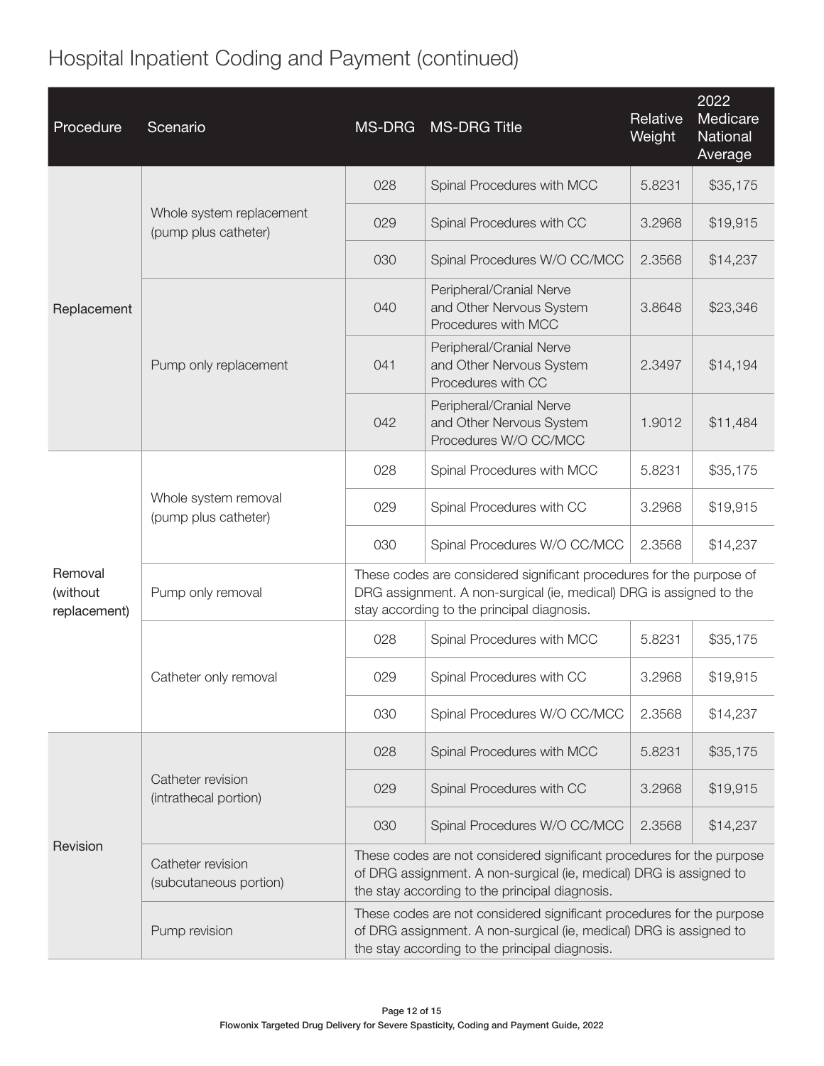# Hospital Inpatient Coding and Payment (continued)

| Procedure | Scenario | MS-DRG | MS-DRG Title | Relative Weight | 2022 Medicare National Average |
|---|---|---|---|---|---|
| Replacement | Whole system replacement (pump plus catheter) | 028 | Spinal Procedures with MCC | 5.8231 | $35,175 |
| | | 029 | Spinal Procedures with CC | 3.2968 | $19,915 |
| | | 030 | Spinal Procedures W/O CC/MCC | 2.3568 | $14,237 |
| | Pump only replacement | 040 | Peripheral/Cranial Nerve and Other Nervous System Procedures with MCC | 3.8648 | $23,346 |
| | | 041 | Peripheral/Cranial Nerve and Other Nervous System Procedures with CC | 2.3497 | $14,194 |
| | | 042 | Peripheral/Cranial Nerve and Other Nervous System Procedures W/O CC/MCC | 1.9012 | $11,484 |
| Removal (without replacement) | Whole system removal (pump plus catheter) | 028 | Spinal Procedures with MCC | 5.8231 | $35,175 |
| | | 029 | Spinal Procedures with CC | 3.2968 | $19,915 |
| | | 030 | Spinal Procedures W/O CC/MCC | 2.3568 | $14,237 |
| | Pump only removal | These codes are considered significant procedures for the purpose of DRG assignment. A non-surgical (ie, medical) DRG is assigned to the stay according to the principal diagnosis. | | | |
| | Catheter only removal | 028 | Spinal Procedures with MCC | 5.8231 | $35,175 |
| | | 029 | Spinal Procedures with CC | 3.2968 | $19,915 |
| | | 030 | Spinal Procedures W/O CC/MCC | 2.3568 | $14,237 |
| Revision | Catheter revision (intrathecal portion) | 028 | Spinal Procedures with MCC | 5.8231 | $35,175 |
| | | 029 | Spinal Procedures with CC | 3.2968 | $19,915 |
| | | 030 | Spinal Procedures W/O CC/MCC | 2.3568 | $14,237 |
| | Catheter revision (subcutaneous portion) | These codes are not considered significant procedures for the purpose of DRG assignment. A non-surgical (ie, medical) DRG is assigned to the stay according to the principal diagnosis. | | | |
| | Pump revision | These codes are not considered significant procedures for the purpose of DRG assignment. A non-surgical (ie, medical) DRG is assigned to the stay according to the principal diagnosis. | | | |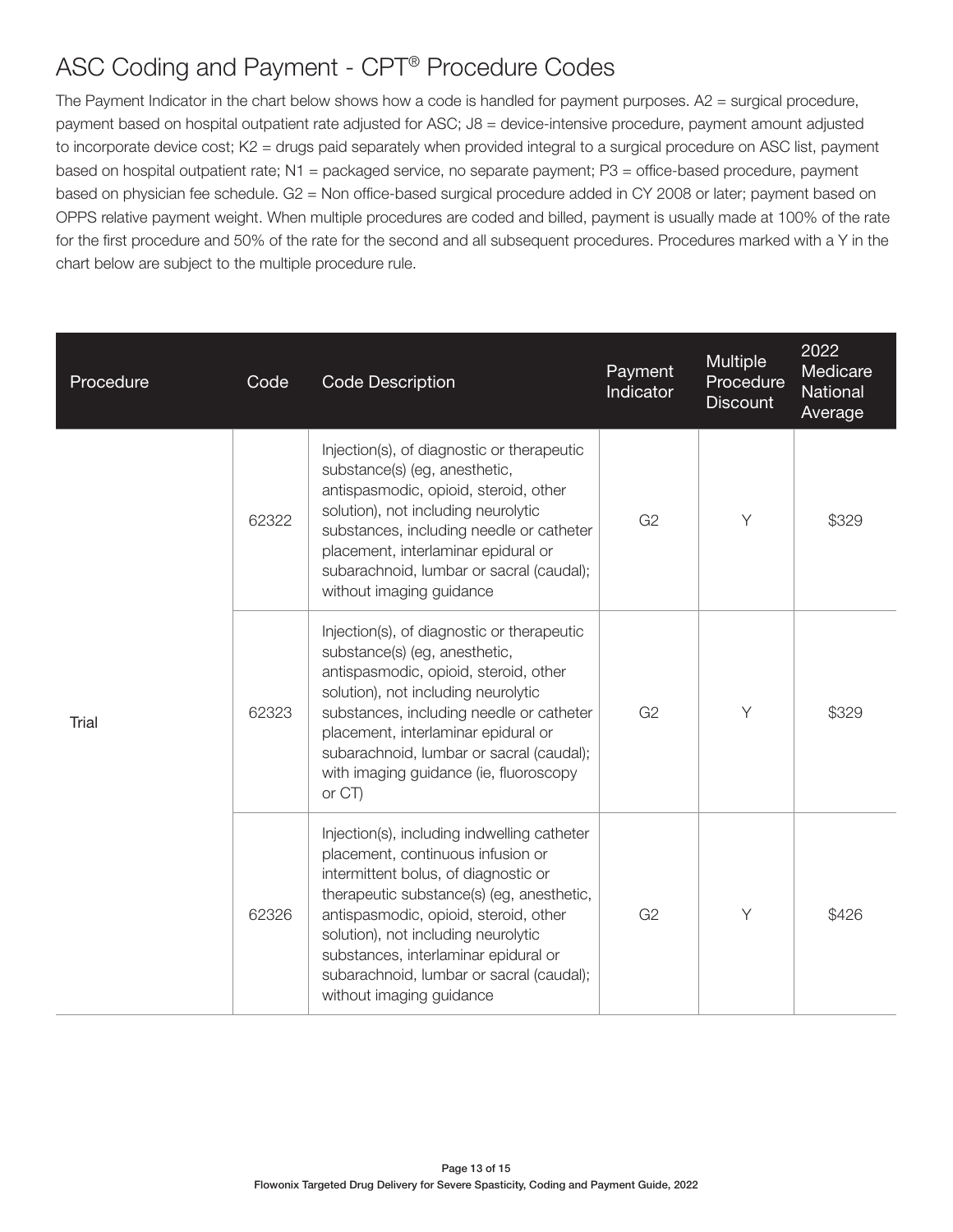# ASC Coding and Payment - CPT® Procedure Codes

The Payment Indicator in the chart below shows how a code is handled for payment purposes. A2 = surgical procedure, payment based on hospital outpatient rate adjusted for ASC; J8 = device-intensive procedure, payment amount adjusted to incorporate device cost; K2 = drugs paid separately when provided integral to a surgical procedure on ASC list, payment based on hospital outpatient rate; N1 = packaged service, no separate payment; P3 = office-based procedure, payment based on physician fee schedule. G2 = Non office-based surgical procedure added in CY 2008 or later; payment based on OPPS relative payment weight. When multiple procedures are coded and billed, payment is usually made at 100% of the rate for the first procedure and 50% of the rate for the second and all subsequent procedures. Procedures marked with a Y in the chart below are subject to the multiple procedure rule.

| Procedure | Code | Code Description | Payment Indicator | Multiple Procedure Discount | 2022 Medicare National Average |
|---|---|---|---|---|---|
| Trial | 62322 | Injection(s), of diagnostic or therapeutic substance(s) (eg, anesthetic, antispasmodic, opioid, steroid, other solution), not including neurolytic substances, including needle or catheter placement, interlaminar epidural or subarachnoid, lumbar or sacral (caudal); without imaging guidance | G2 | Y | $329 |
| | 62323 | Injection(s), of diagnostic or therapeutic substance(s) (eg, anesthetic, antispasmodic, opioid, steroid, other solution), not including neurolytic substances, including needle or catheter placement, interlaminar epidural or subarachnoid, lumbar or sacral (caudal); with imaging guidance (ie, fluoroscopy or CT) | G2 | Y | $329 |
| | 62326 | Injection(s), including indwelling catheter placement, continuous infusion or intermittent bolus, of diagnostic or therapeutic substance(s) (eg, anesthetic, antispasmodic, opioid, steroid, other solution), not including neurolytic substances, interlaminar epidural or subarachnoid, lumbar or sacral (caudal); without imaging guidance | G2 | Y | $426 |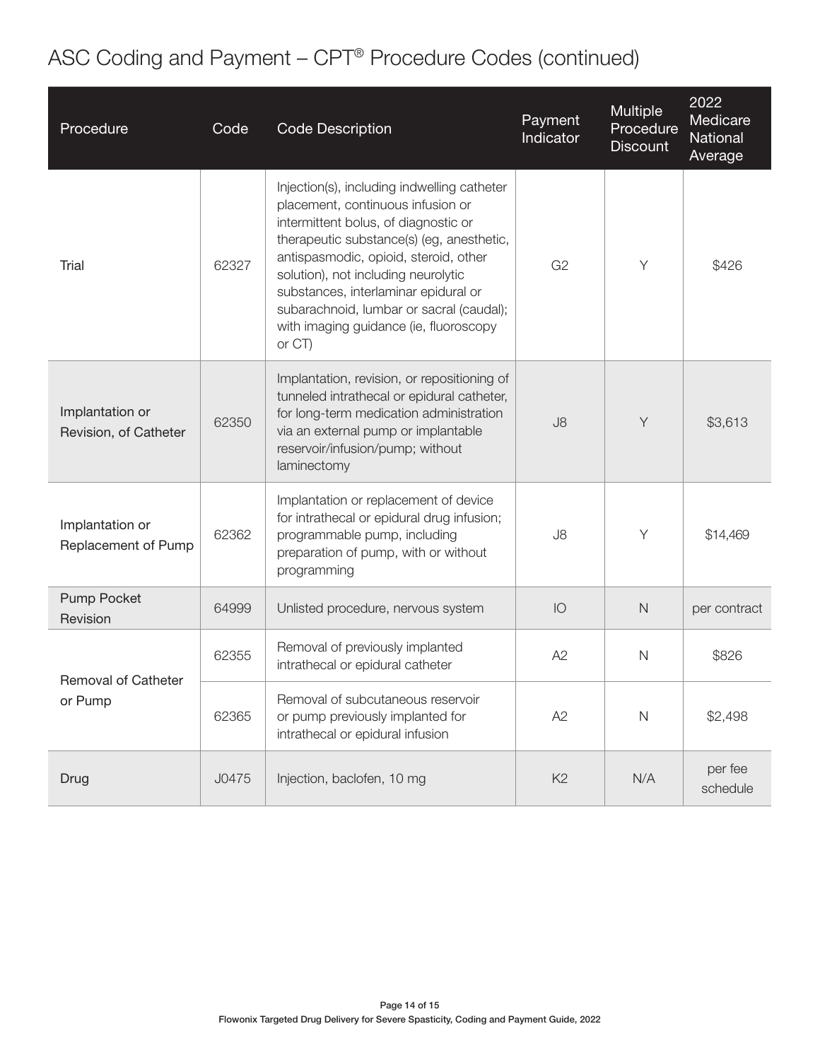# ASC Coding and Payment – CPT® Procedure Codes (continued)

| Procedure | Code | Code Description | Payment Indicator | Multiple Procedure Discount | 2022 Medicare National Average |
|---|---|---|---|---|---|
| Trial | 62327 | Injection(s), including indwelling catheter placement, continuous infusion or intermittent bolus, of diagnostic or therapeutic substance(s) (eg, anesthetic, antispasmodic, opioid, steroid, other solution), not including neurolytic substances, interlaminar epidural or subarachnoid, lumbar or sacral (caudal); with imaging guidance (ie, fluoroscopy or CT) | G2 | Y | $426 |
| Implantation or Revision, of Catheter | 62350 | Implantation, revision, or repositioning of tunneled intrathecal or epidural catheter, for long-term medication administration via an external pump or implantable reservoir/infusion/pump; without laminectomy | J8 | Y | $3,613 |
| Implantation or Replacement of Pump | 62362 | Implantation or replacement of device for intrathecal or epidural drug infusion; programmable pump, including preparation of pump, with or without programming | J8 | Y | $14,469 |
| Pump Pocket Revision | 64999 | Unlisted procedure, nervous system | IO | N | per contract |
| Removal of Catheter or Pump | 62355 | Removal of previously implanted intrathecal or epidural catheter | A2 | N | $826 |
| | 62365 | Removal of subcutaneous reservoir or pump previously implanted for intrathecal or epidural infusion | A2 | N | $2,498 |
| Drug | J0475 | Injection, baclofen, 10 mg | K2 | N/A | per fee schedule |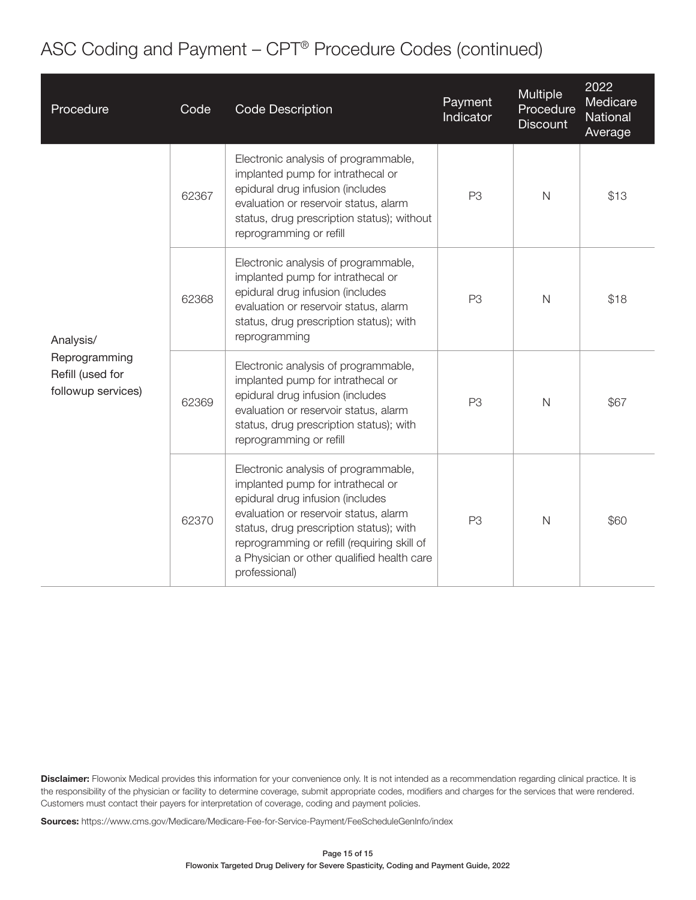# ASC Coding and Payment – CPT® Procedure Codes (continued)

| Procedure | Code | Code Description | Payment Indicator | Multiple Procedure Discount | 2022 Medicare National Average |
|---|---|---|---|---|---|
| Analysis/ Reprogramming Refill (used for followup services) | 62367 | Electronic analysis of programmable, implanted pump for intrathecal or epidural drug infusion (includes evaluation or reservoir status, alarm status, drug prescription status); without reprogramming or refill | P3 | N | $13 |
| | 62368 | Electronic analysis of programmable, implanted pump for intrathecal or epidural drug infusion (includes evaluation or reservoir status, alarm status, drug prescription status); with reprogramming | P3 | N | $18 |
| | 62369 | Electronic analysis of programmable, implanted pump for intrathecal or epidural drug infusion (includes evaluation or reservoir status, alarm status, drug prescription status); with reprogramming or refill | P3 | N | $67 |
| | 62370 | Electronic analysis of programmable, implanted pump for intrathecal or epidural drug infusion (includes evaluation or reservoir status, alarm status, drug prescription status); with reprogramming or refill (requiring skill of a Physician or other qualified health care professional) | P3 | N | $60 |

**Disclaimer:** Flowonix Medical provides this information for your convenience only. It is not intended as a recommendation regarding clinical practice. It is the responsibility of the physician or facility to determine coverage, submit appropriate codes, modifiers and charges for the services that were rendered. Customers must contact their payers for interpretation of coverage, coding and payment policies.

**Sources:** https://www.cms.gov/Medicare/Medicare-Fee-for-Service-Payment/FeeScheduleGenInfo/index